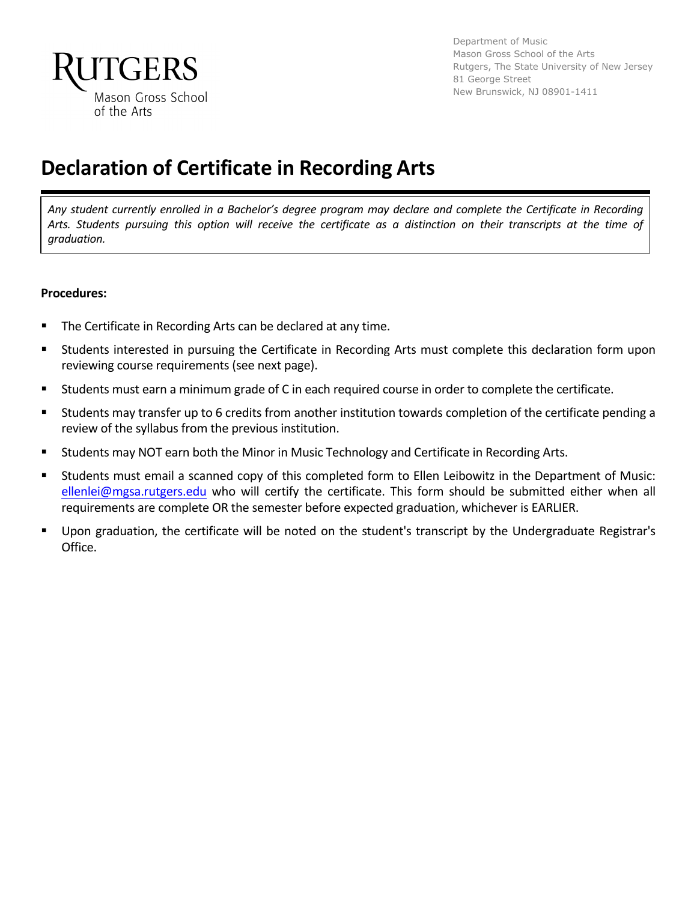RUTGERS
Mason Gross School of the Arts

Department of Music
Mason Gross School of the Arts
Rutgers, The State University of New Jersey
81 George Street
New Brunswick, NJ 08901-1411

# Declaration of Certificate in Recording Arts

*Any student currently enrolled in a Bachelor's degree program may declare and complete the Certificate in Recording Arts. Students pursuing this option will receive the certificate as a distinction on their transcripts at the time of graduation.*

**Procedures:**

- The Certificate in Recording Arts can be declared at any time.
- Students interested in pursuing the Certificate in Recording Arts must complete this declaration form upon reviewing course requirements (see next page).
- Students must earn a minimum grade of C in each required course in order to complete the certificate.
- Students may transfer up to 6 credits from another institution towards completion of the certificate pending a review of the syllabus from the previous institution.
- Students may NOT earn both the Minor in Music Technology and Certificate in Recording Arts.
- Students must email a scanned copy of this completed form to Ellen Leibowitz in the Department of Music: ellenlei@mgsa.rutgers.edu who will certify the certificate. This form should be submitted either when all requirements are complete OR the semester before expected graduation, whichever is EARLIER.
- Upon graduation, the certificate will be noted on the student's transcript by the Undergraduate Registrar's Office.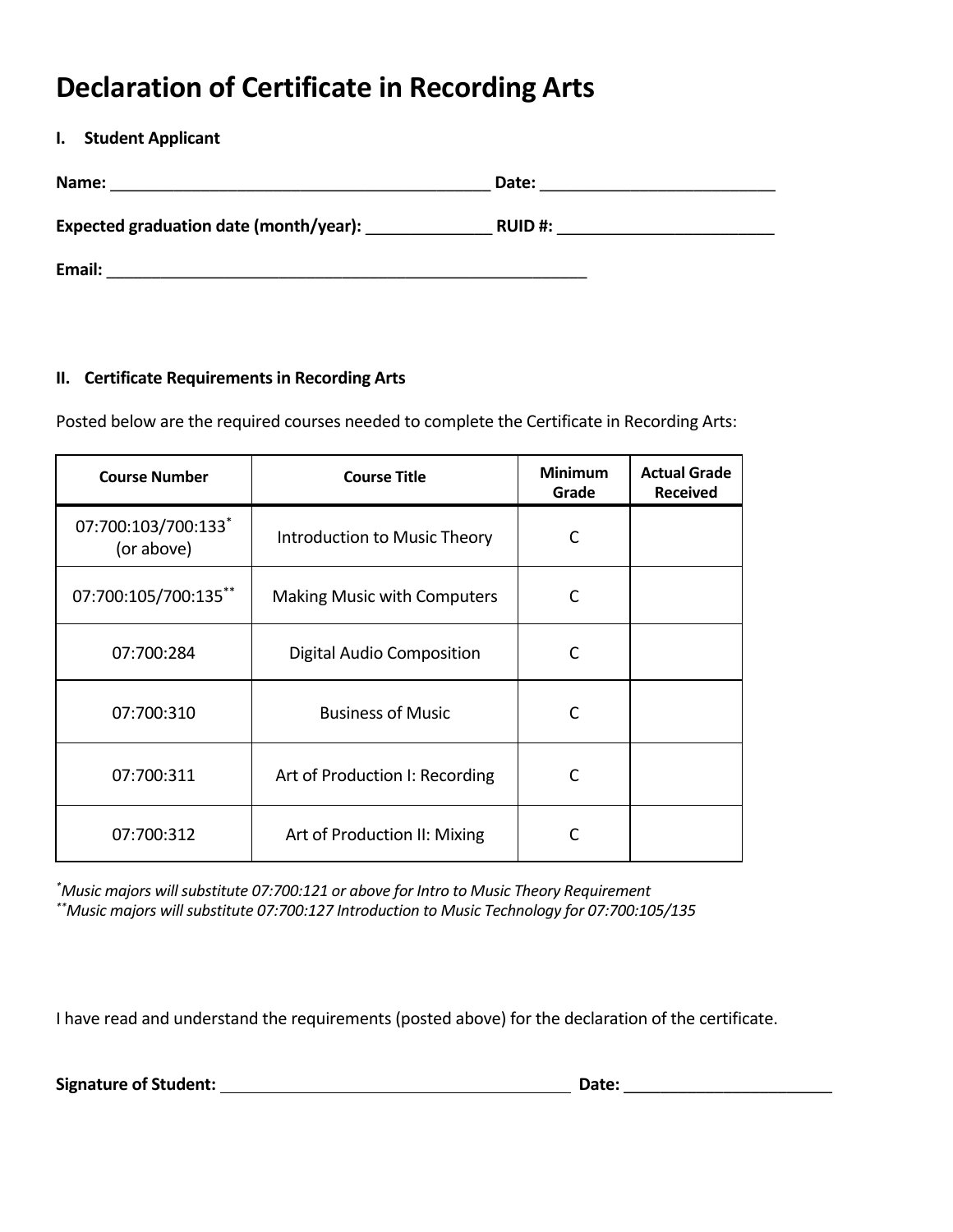# Declaration of Certificate in Recording Arts

## I. Student Applicant

**Name:** ___________________________________________ **Date:** __________________________

**Expected graduation date (month/year):** ______________ **RUID #:** ________________________

**Email:** ______________________________________________________

## II. Certificate Requirements in Recording Arts

Posted below are the required courses needed to complete the Certificate in Recording Arts:

| Course Number | Course Title | Minimum Grade | Actual Grade Received |
|---|---|---|---|
| 07:700:103/700:133* (or above) | Introduction to Music Theory | C | |
| 07:700:105/700:135** | Making Music with Computers | C | |
| 07:700:284 | Digital Audio Composition | C | |
| 07:700:310 | Business of Music | C | |
| 07:700:311 | Art of Production I: Recording | C | |
| 07:700:312 | Art of Production II: Mixing | C | |

*\*Music majors will substitute 07:700:121 or above for Intro to Music Theory Requirement*
*\*\*Music majors will substitute 07:700:127 Introduction to Music Technology for 07:700:105/135*

I have read and understand the requirements (posted above) for the declaration of the certificate.

**Signature of Student:** ________________________________________ **Date:** _______________________